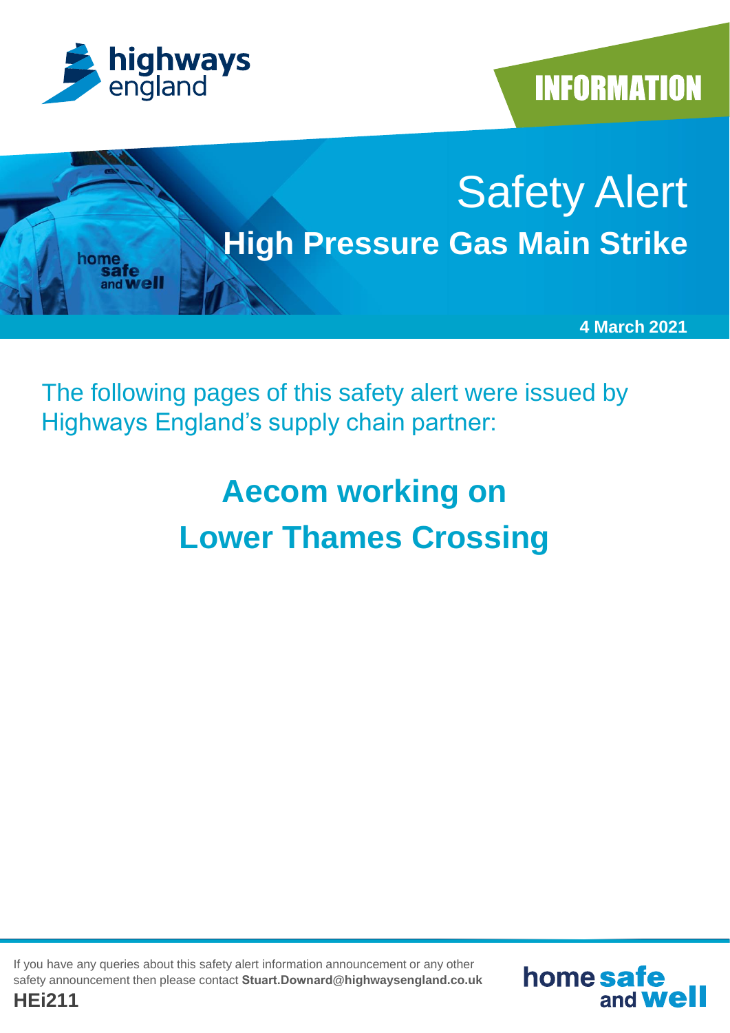highways england

INFORMATION

# Safety Alert

## High Pressure Gas Main Strike

**4 March 2021**

The following pages of this safety alert were issued by Highways England's supply chain partner:

## Aecom working on Lower Thames Crossing

If you have any queries about this safety alert information announcement or any other safety announcement then please contact **Stuart.Downard@highwaysengland.co.uk**

**HEi211**

home safe and well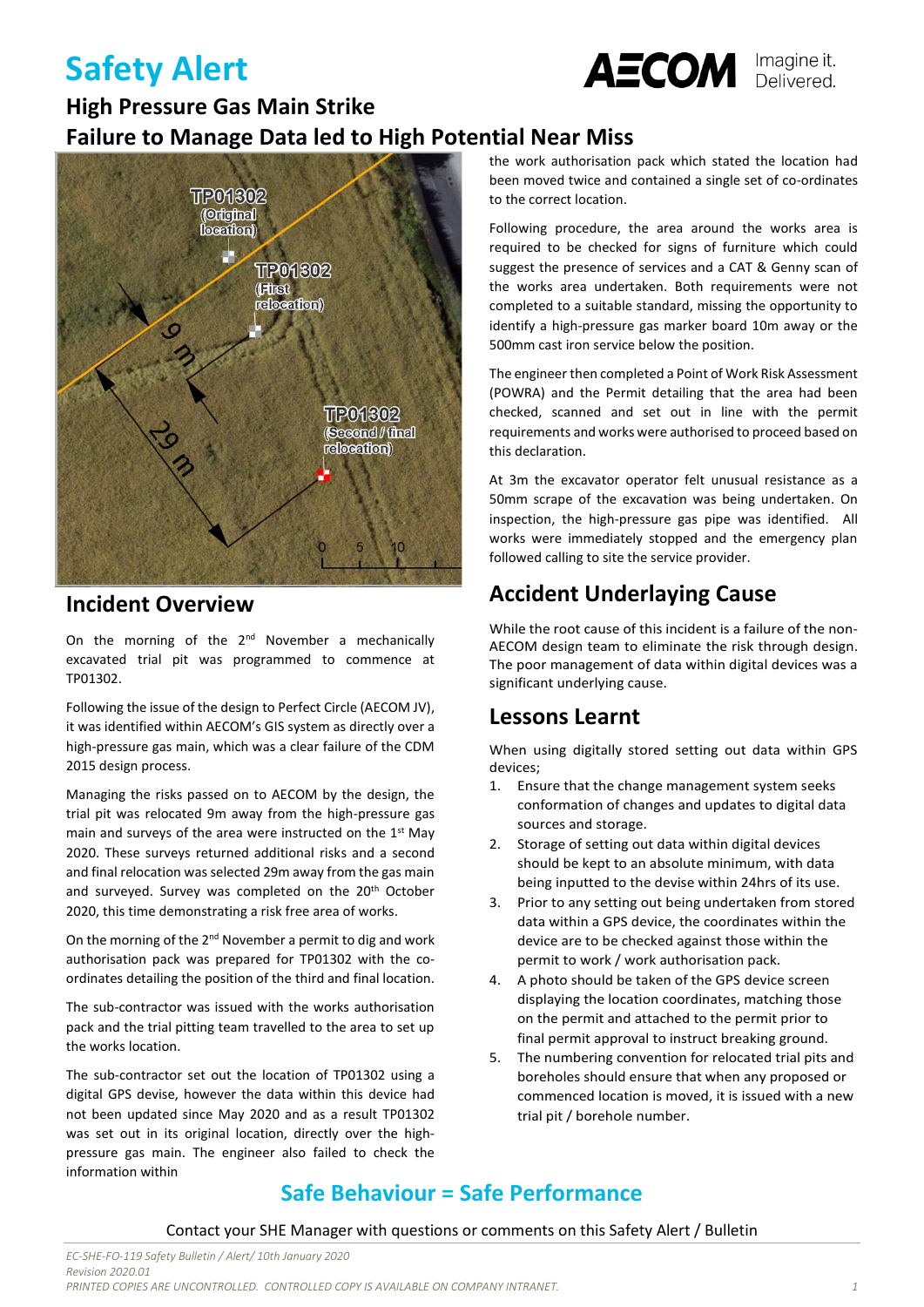# Safety Alert

AECOM Imagine it. Delivered.

## High Pressure Gas Main Strike

## Failure to Manage Data led to High Potential Near Miss

TP01302 (Original location)

TP01302 (First relocation)

TP01302 (Second / final relocation)

9 m

29 m

0 5 10

## Incident Overview

On the morning of the 2nd November a mechanically excavated trial pit was programmed to commence at TP01302.

Following the issue of the design to Perfect Circle (AECOM JV), it was identified within AECOM's GIS system as directly over a high-pressure gas main, which was a clear failure of the CDM 2015 design process.

Managing the risks passed on to AECOM by the design, the trial pit was relocated 9m away from the high-pressure gas main and surveys of the area were instructed on the 1st May 2020. These surveys returned additional risks and a second and final relocation was selected 29m away from the gas main and surveyed. Survey was completed on the 20th October 2020, this time demonstrating a risk free area of works.

On the morning of the 2nd November a permit to dig and work authorisation pack was prepared for TP01302 with the co-ordinates detailing the position of the third and final location.

The sub-contractor was issued with the works authorisation pack and the trial pitting team travelled to the area to set up the works location.

The sub-contractor set out the location of TP01302 using a digital GPS devise, however the data within this device had not been updated since May 2020 and as a result TP01302 was set out in its original location, directly over the high-pressure gas main. The engineer also failed to check the information within the work authorisation pack which stated the location had been moved twice and contained a single set of co-ordinates to the correct location.

Following procedure, the area around the works area is required to be checked for signs of furniture which could suggest the presence of services and a CAT & Genny scan of the works area undertaken. Both requirements were not completed to a suitable standard, missing the opportunity to identify a high-pressure gas marker board 10m away or the 500mm cast iron service below the position.

The engineer then completed a Point of Work Risk Assessment (POWRA) and the Permit detailing that the area had been checked, scanned and set out in line with the permit requirements and works were authorised to proceed based on this declaration.

At 3m the excavator operator felt unusual resistance as a 50mm scrape of the excavation was being undertaken. On inspection, the high-pressure gas pipe was identified. All works were immediately stopped and the emergency plan followed calling to site the service provider.

## Accident Underlying Cause

While the root cause of this incident is a failure of the non-AECOM design team to eliminate the risk through design. The poor management of data within digital devices was a significant underlying cause.

## Lessons Learnt

When using digitally stored setting out data within GPS devices;

1. Ensure that the change management system seeks conformation of changes and updates to digital data sources and storage.
2. Storage of setting out data within digital devices should be kept to an absolute minimum, with data being inputted to the devise within 24hrs of its use.
3. Prior to any setting out being undertaken from stored data within a GPS device, the coordinates within the device are to be checked against those within the permit to work / work authorisation pack.
4. A photo should be taken of the GPS device screen displaying the location coordinates, matching those on the permit and attached to the permit prior to final permit approval to instruct breaking ground.
5. The numbering convention for relocated trial pits and boreholes should ensure that when any proposed or commenced location is moved, it is issued with a new trial pit / borehole number.

**Safe Behaviour = Safe Performance**

Contact your SHE Manager with questions or comments on this Safety Alert / Bulletin

*EC-SHE-FO-119 Safety Bulletin / Alert/ 10th January 2020*
*Revision 2020.01*
*PRINTED COPIES ARE UNCONTROLLED. CONTROLLED COPY IS AVAILABLE ON COMPANY INTRANET.*